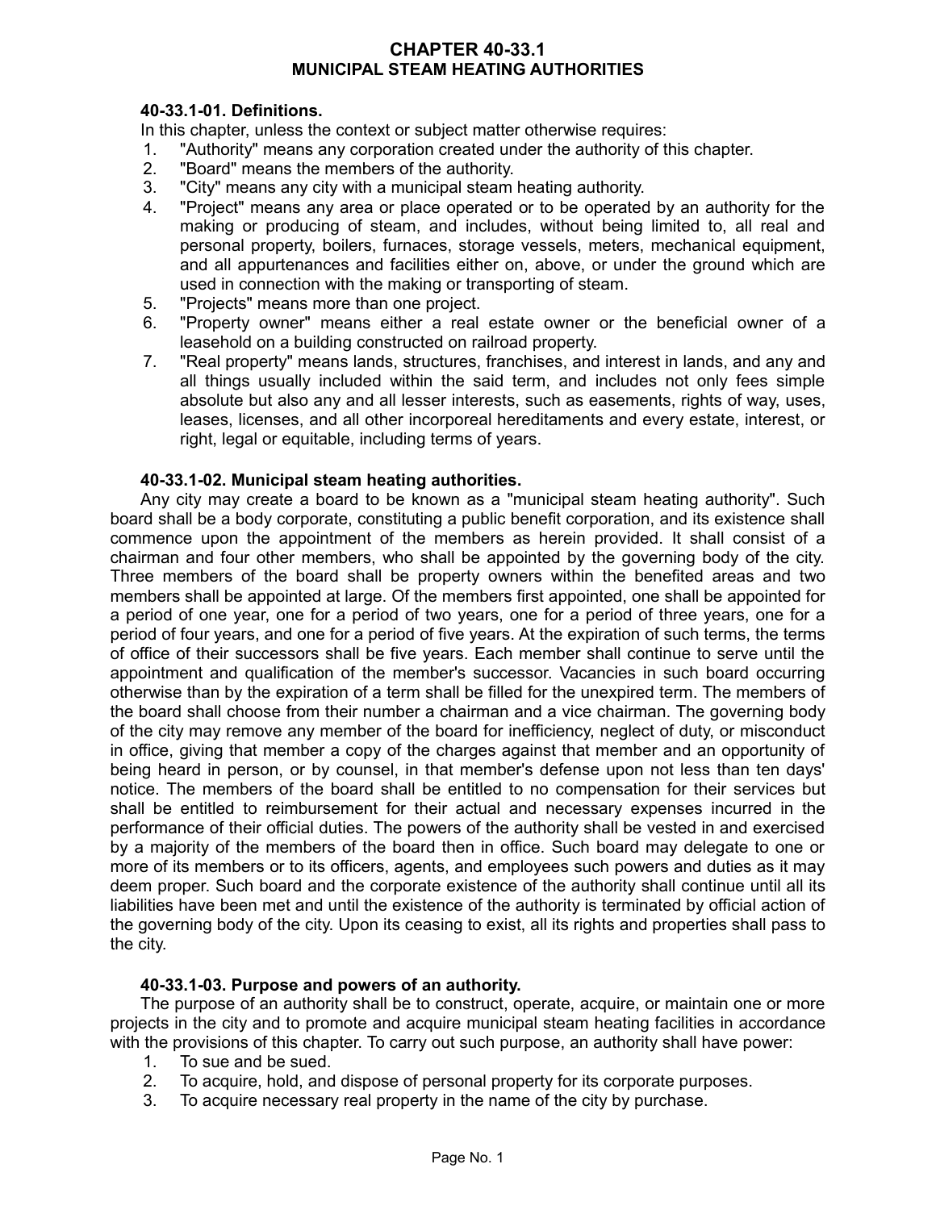# CHAPTER 40-33.1
# MUNICIPAL STEAM HEATING AUTHORITIES

### 40-33.1-01. Definitions.

In this chapter, unless the context or subject matter otherwise requires:

1. "Authority" means any corporation created under the authority of this chapter.
2. "Board" means the members of the authority.
3. "City" means any city with a municipal steam heating authority.
4. "Project" means any area or place operated or to be operated by an authority for the making or producing of steam, and includes, without being limited to, all real and personal property, boilers, furnaces, storage vessels, meters, mechanical equipment, and all appurtenances and facilities either on, above, or under the ground which are used in connection with the making or transporting of steam.
5. "Projects" means more than one project.
6. "Property owner" means either a real estate owner or the beneficial owner of a leasehold on a building constructed on railroad property.
7. "Real property" means lands, structures, franchises, and interest in lands, and any and all things usually included within the said term, and includes not only fees simple absolute but also any and all lesser interests, such as easements, rights of way, uses, leases, licenses, and all other incorporeal hereditaments and every estate, interest, or right, legal or equitable, including terms of years.

### 40-33.1-02. Municipal steam heating authorities.

Any city may create a board to be known as a "municipal steam heating authority". Such board shall be a body corporate, constituting a public benefit corporation, and its existence shall commence upon the appointment of the members as herein provided. It shall consist of a chairman and four other members, who shall be appointed by the governing body of the city. Three members of the board shall be property owners within the benefited areas and two members shall be appointed at large. Of the members first appointed, one shall be appointed for a period of one year, one for a period of two years, one for a period of three years, one for a period of four years, and one for a period of five years. At the expiration of such terms, the terms of office of their successors shall be five years. Each member shall continue to serve until the appointment and qualification of the member's successor. Vacancies in such board occurring otherwise than by the expiration of a term shall be filled for the unexpired term. The members of the board shall choose from their number a chairman and a vice chairman. The governing body of the city may remove any member of the board for inefficiency, neglect of duty, or misconduct in office, giving that member a copy of the charges against that member and an opportunity of being heard in person, or by counsel, in that member's defense upon not less than ten days' notice. The members of the board shall be entitled to no compensation for their services but shall be entitled to reimbursement for their actual and necessary expenses incurred in the performance of their official duties. The powers of the authority shall be vested in and exercised by a majority of the members of the board then in office. Such board may delegate to one or more of its members or to its officers, agents, and employees such powers and duties as it may deem proper. Such board and the corporate existence of the authority shall continue until all its liabilities have been met and until the existence of the authority is terminated by official action of the governing body of the city. Upon its ceasing to exist, all its rights and properties shall pass to the city.

### 40-33.1-03. Purpose and powers of an authority.

The purpose of an authority shall be to construct, operate, acquire, or maintain one or more projects in the city and to promote and acquire municipal steam heating facilities in accordance with the provisions of this chapter. To carry out such purpose, an authority shall have power:

1. To sue and be sued.
2. To acquire, hold, and dispose of personal property for its corporate purposes.
3. To acquire necessary real property in the name of the city by purchase.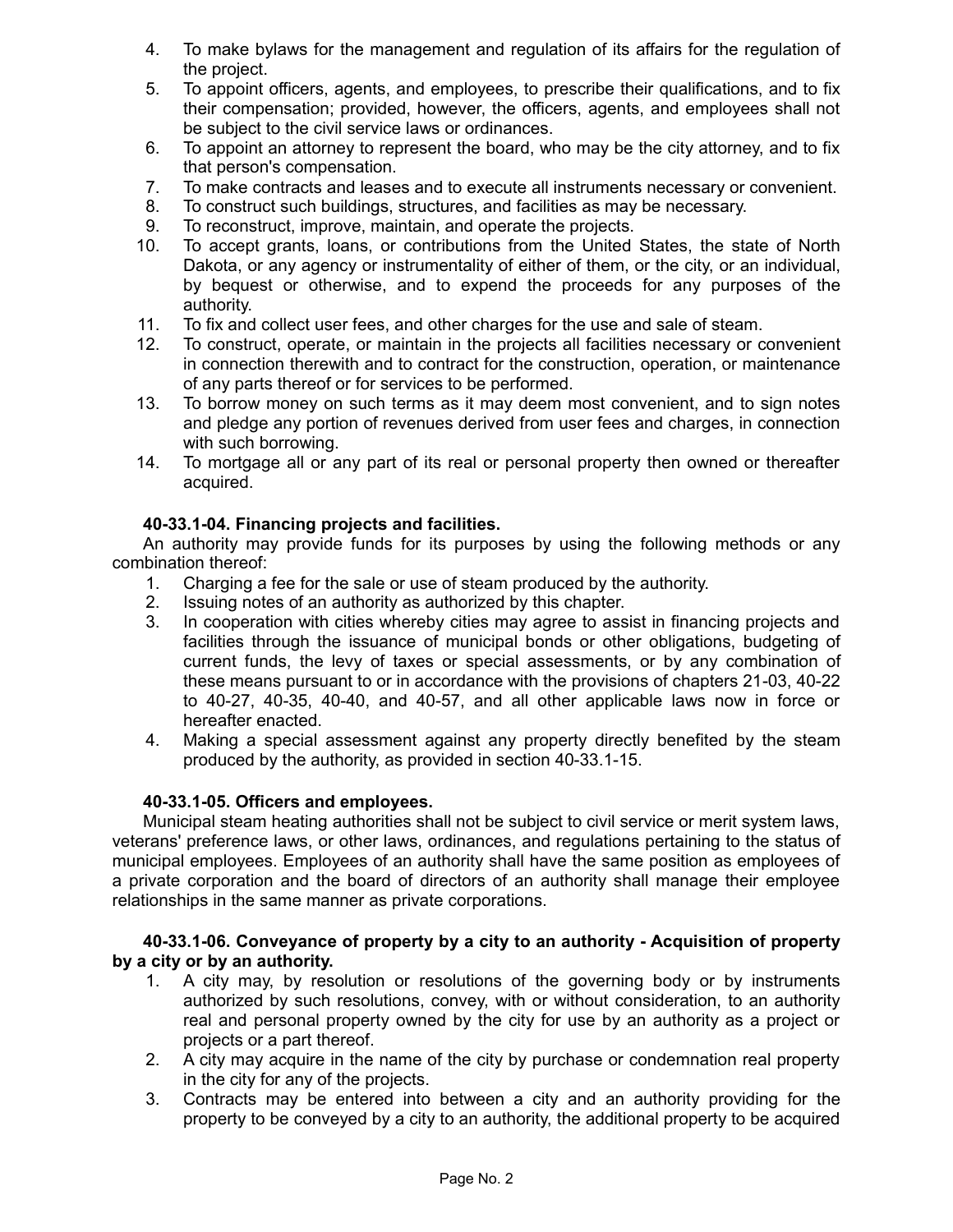4. To make bylaws for the management and regulation of its affairs for the regulation of the project.
5. To appoint officers, agents, and employees, to prescribe their qualifications, and to fix their compensation; provided, however, the officers, agents, and employees shall not be subject to the civil service laws or ordinances.
6. To appoint an attorney to represent the board, who may be the city attorney, and to fix that person's compensation.
7. To make contracts and leases and to execute all instruments necessary or convenient.
8. To construct such buildings, structures, and facilities as may be necessary.
9. To reconstruct, improve, maintain, and operate the projects.
10. To accept grants, loans, or contributions from the United States, the state of North Dakota, or any agency or instrumentality of either of them, or the city, or an individual, by bequest or otherwise, and to expend the proceeds for any purposes of the authority.
11. To fix and collect user fees, and other charges for the use and sale of steam.
12. To construct, operate, or maintain in the projects all facilities necessary or convenient in connection therewith and to contract for the construction, operation, or maintenance of any parts thereof or for services to be performed.
13. To borrow money on such terms as it may deem most convenient, and to sign notes and pledge any portion of revenues derived from user fees and charges, in connection with such borrowing.
14. To mortgage all or any part of its real or personal property then owned or thereafter acquired.

**40-33.1-04. Financing projects and facilities.**

An authority may provide funds for its purposes by using the following methods or any combination thereof:

1. Charging a fee for the sale or use of steam produced by the authority.
2. Issuing notes of an authority as authorized by this chapter.
3. In cooperation with cities whereby cities may agree to assist in financing projects and facilities through the issuance of municipal bonds or other obligations, budgeting of current funds, the levy of taxes or special assessments, or by any combination of these means pursuant to or in accordance with the provisions of chapters 21-03, 40-22 to 40-27, 40-35, 40-40, and 40-57, and all other applicable laws now in force or hereafter enacted.
4. Making a special assessment against any property directly benefited by the steam produced by the authority, as provided in section 40-33.1-15.

**40-33.1-05. Officers and employees.**

Municipal steam heating authorities shall not be subject to civil service or merit system laws, veterans' preference laws, or other laws, ordinances, and regulations pertaining to the status of municipal employees. Employees of an authority shall have the same position as employees of a private corporation and the board of directors of an authority shall manage their employee relationships in the same manner as private corporations.

**40-33.1-06. Conveyance of property by a city to an authority - Acquisition of property by a city or by an authority.**

1. A city may, by resolution or resolutions of the governing body or by instruments authorized by such resolutions, convey, with or without consideration, to an authority real and personal property owned by the city for use by an authority as a project or projects or a part thereof.
2. A city may acquire in the name of the city by purchase or condemnation real property in the city for any of the projects.
3. Contracts may be entered into between a city and an authority providing for the property to be conveyed by a city to an authority, the additional property to be acquired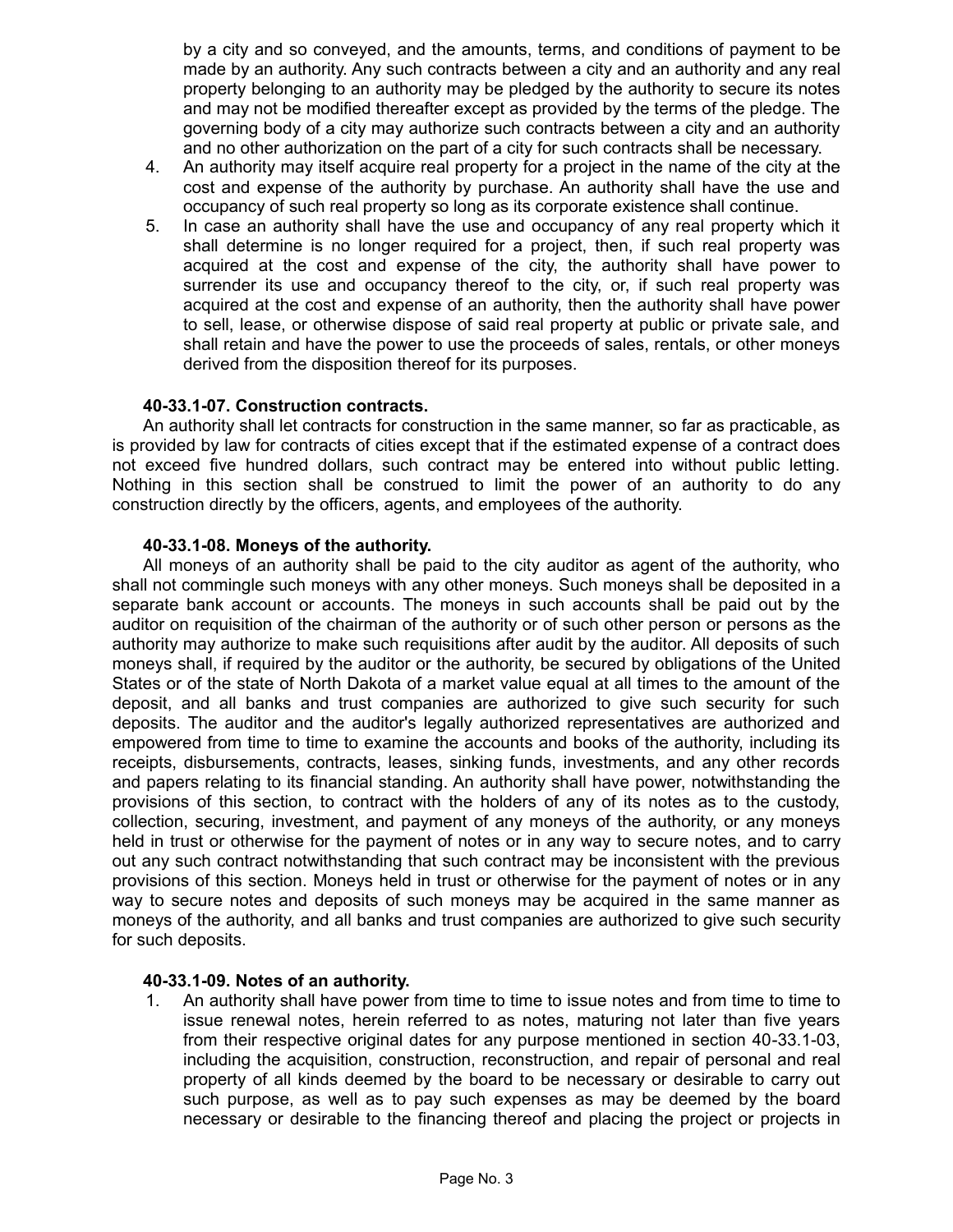by a city and so conveyed, and the amounts, terms, and conditions of payment to be made by an authority. Any such contracts between a city and an authority and any real property belonging to an authority may be pledged by the authority to secure its notes and may not be modified thereafter except as provided by the terms of the pledge. The governing body of a city may authorize such contracts between a city and an authority and no other authorization on the part of a city for such contracts shall be necessary.

4. An authority may itself acquire real property for a project in the name of the city at the cost and expense of the authority by purchase. An authority shall have the use and occupancy of such real property so long as its corporate existence shall continue.
5. In case an authority shall have the use and occupancy of any real property which it shall determine is no longer required for a project, then, if such real property was acquired at the cost and expense of the city, the authority shall have power to surrender its use and occupancy thereof to the city, or, if such real property was acquired at the cost and expense of an authority, then the authority shall have power to sell, lease, or otherwise dispose of said real property at public or private sale, and shall retain and have the power to use the proceeds of sales, rentals, or other moneys derived from the disposition thereof for its purposes.

**40-33.1-07. Construction contracts.**

An authority shall let contracts for construction in the same manner, so far as practicable, as is provided by law for contracts of cities except that if the estimated expense of a contract does not exceed five hundred dollars, such contract may be entered into without public letting. Nothing in this section shall be construed to limit the power of an authority to do any construction directly by the officers, agents, and employees of the authority.

**40-33.1-08. Moneys of the authority.**

All moneys of an authority shall be paid to the city auditor as agent of the authority, who shall not commingle such moneys with any other moneys. Such moneys shall be deposited in a separate bank account or accounts. The moneys in such accounts shall be paid out by the auditor on requisition of the chairman of the authority or of such other person or persons as the authority may authorize to make such requisitions after audit by the auditor. All deposits of such moneys shall, if required by the auditor or the authority, be secured by obligations of the United States or of the state of North Dakota of a market value equal at all times to the amount of the deposit, and all banks and trust companies are authorized to give such security for such deposits. The auditor and the auditor's legally authorized representatives are authorized and empowered from time to time to examine the accounts and books of the authority, including its receipts, disbursements, contracts, leases, sinking funds, investments, and any other records and papers relating to its financial standing. An authority shall have power, notwithstanding the provisions of this section, to contract with the holders of any of its notes as to the custody, collection, securing, investment, and payment of any moneys of the authority, or any moneys held in trust or otherwise for the payment of notes or in any way to secure notes, and to carry out any such contract notwithstanding that such contract may be inconsistent with the previous provisions of this section. Moneys held in trust or otherwise for the payment of notes or in any way to secure notes and deposits of such moneys may be acquired in the same manner as moneys of the authority, and all banks and trust companies are authorized to give such security for such deposits.

**40-33.1-09. Notes of an authority.**

1. An authority shall have power from time to time to issue notes and from time to time to issue renewal notes, herein referred to as notes, maturing not later than five years from their respective original dates for any purpose mentioned in section 40-33.1-03, including the acquisition, construction, reconstruction, and repair of personal and real property of all kinds deemed by the board to be necessary or desirable to carry out such purpose, as well as to pay such expenses as may be deemed by the board necessary or desirable to the financing thereof and placing the project or projects in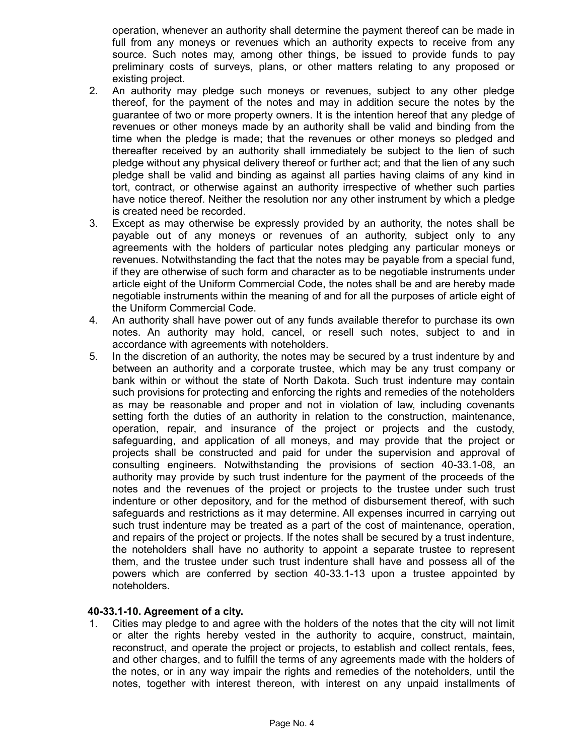operation, whenever an authority shall determine the payment thereof can be made in full from any moneys or revenues which an authority expects to receive from any source. Such notes may, among other things, be issued to provide funds to pay preliminary costs of surveys, plans, or other matters relating to any proposed or existing project.

2. An authority may pledge such moneys or revenues, subject to any other pledge thereof, for the payment of the notes and may in addition secure the notes by the guarantee of two or more property owners. It is the intention hereof that any pledge of revenues or other moneys made by an authority shall be valid and binding from the time when the pledge is made; that the revenues or other moneys so pledged and thereafter received by an authority shall immediately be subject to the lien of such pledge without any physical delivery thereof or further act; and that the lien of any such pledge shall be valid and binding as against all parties having claims of any kind in tort, contract, or otherwise against an authority irrespective of whether such parties have notice thereof. Neither the resolution nor any other instrument by which a pledge is created need be recorded.
3. Except as may otherwise be expressly provided by an authority, the notes shall be payable out of any moneys or revenues of an authority, subject only to any agreements with the holders of particular notes pledging any particular moneys or revenues. Notwithstanding the fact that the notes may be payable from a special fund, if they are otherwise of such form and character as to be negotiable instruments under article eight of the Uniform Commercial Code, the notes shall be and are hereby made negotiable instruments within the meaning of and for all the purposes of article eight of the Uniform Commercial Code.
4. An authority shall have power out of any funds available therefor to purchase its own notes. An authority may hold, cancel, or resell such notes, subject to and in accordance with agreements with noteholders.
5. In the discretion of an authority, the notes may be secured by a trust indenture by and between an authority and a corporate trustee, which may be any trust company or bank within or without the state of North Dakota. Such trust indenture may contain such provisions for protecting and enforcing the rights and remedies of the noteholders as may be reasonable and proper and not in violation of law, including covenants setting forth the duties of an authority in relation to the construction, maintenance, operation, repair, and insurance of the project or projects and the custody, safeguarding, and application of all moneys, and may provide that the project or projects shall be constructed and paid for under the supervision and approval of consulting engineers. Notwithstanding the provisions of section 40-33.1-08, an authority may provide by such trust indenture for the payment of the proceeds of the notes and the revenues of the project or projects to the trustee under such trust indenture or other depository, and for the method of disbursement thereof, with such safeguards and restrictions as it may determine. All expenses incurred in carrying out such trust indenture may be treated as a part of the cost of maintenance, operation, and repairs of the project or projects. If the notes shall be secured by a trust indenture, the noteholders shall have no authority to appoint a separate trustee to represent them, and the trustee under such trust indenture shall have and possess all of the powers which are conferred by section 40-33.1-13 upon a trustee appointed by noteholders.

**40-33.1-10. Agreement of a city.**

1. Cities may pledge to and agree with the holders of the notes that the city will not limit or alter the rights hereby vested in the authority to acquire, construct, maintain, reconstruct, and operate the project or projects, to establish and collect rentals, fees, and other charges, and to fulfill the terms of any agreements made with the holders of the notes, or in any way impair the rights and remedies of the noteholders, until the notes, together with interest thereon, with interest on any unpaid installments of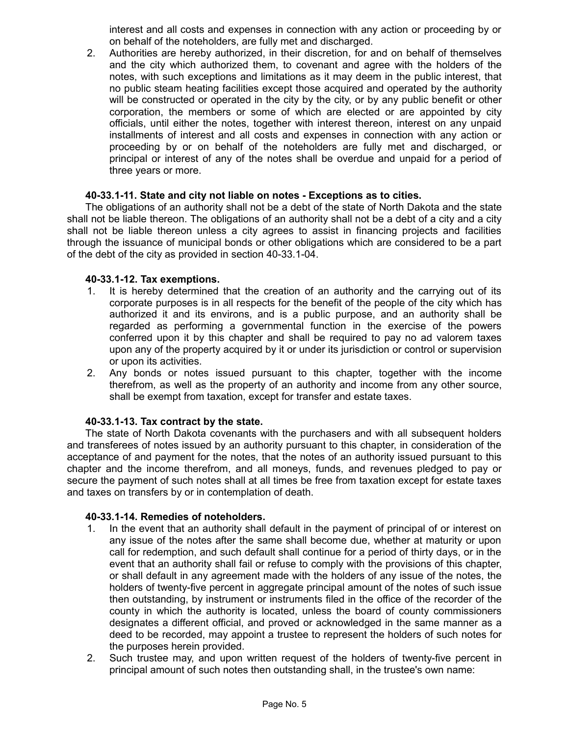interest and all costs and expenses in connection with any action or proceeding by or on behalf of the noteholders, are fully met and discharged.

2. Authorities are hereby authorized, in their discretion, for and on behalf of themselves and the city which authorized them, to covenant and agree with the holders of the notes, with such exceptions and limitations as it may deem in the public interest, that no public steam heating facilities except those acquired and operated by the authority will be constructed or operated in the city by the city, or by any public benefit or other corporation, the members or some of which are elected or are appointed by city officials, until either the notes, together with interest thereon, interest on any unpaid installments of interest and all costs and expenses in connection with any action or proceeding by or on behalf of the noteholders are fully met and discharged, or principal or interest of any of the notes shall be overdue and unpaid for a period of three years or more.

**40-33.1-11. State and city not liable on notes - Exceptions as to cities.**

The obligations of an authority shall not be a debt of the state of North Dakota and the state shall not be liable thereon. The obligations of an authority shall not be a debt of a city and a city shall not be liable thereon unless a city agrees to assist in financing projects and facilities through the issuance of municipal bonds or other obligations which are considered to be a part of the debt of the city as provided in section 40-33.1-04.

**40-33.1-12. Tax exemptions.**

1. It is hereby determined that the creation of an authority and the carrying out of its corporate purposes is in all respects for the benefit of the people of the city which has authorized it and its environs, and is a public purpose, and an authority shall be regarded as performing a governmental function in the exercise of the powers conferred upon it by this chapter and shall be required to pay no ad valorem taxes upon any of the property acquired by it or under its jurisdiction or control or supervision or upon its activities.
2. Any bonds or notes issued pursuant to this chapter, together with the income therefrom, as well as the property of an authority and income from any other source, shall be exempt from taxation, except for transfer and estate taxes.

**40-33.1-13. Tax contract by the state.**

The state of North Dakota covenants with the purchasers and with all subsequent holders and transferees of notes issued by an authority pursuant to this chapter, in consideration of the acceptance of and payment for the notes, that the notes of an authority issued pursuant to this chapter and the income therefrom, and all moneys, funds, and revenues pledged to pay or secure the payment of such notes shall at all times be free from taxation except for estate taxes and taxes on transfers by or in contemplation of death.

**40-33.1-14. Remedies of noteholders.**

1. In the event that an authority shall default in the payment of principal of or interest on any issue of the notes after the same shall become due, whether at maturity or upon call for redemption, and such default shall continue for a period of thirty days, or in the event that an authority shall fail or refuse to comply with the provisions of this chapter, or shall default in any agreement made with the holders of any issue of the notes, the holders of twenty-five percent in aggregate principal amount of the notes of such issue then outstanding, by instrument or instruments filed in the office of the recorder of the county in which the authority is located, unless the board of county commissioners designates a different official, and proved or acknowledged in the same manner as a deed to be recorded, may appoint a trustee to represent the holders of such notes for the purposes herein provided.
2. Such trustee may, and upon written request of the holders of twenty-five percent in principal amount of such notes then outstanding shall, in the trustee's own name: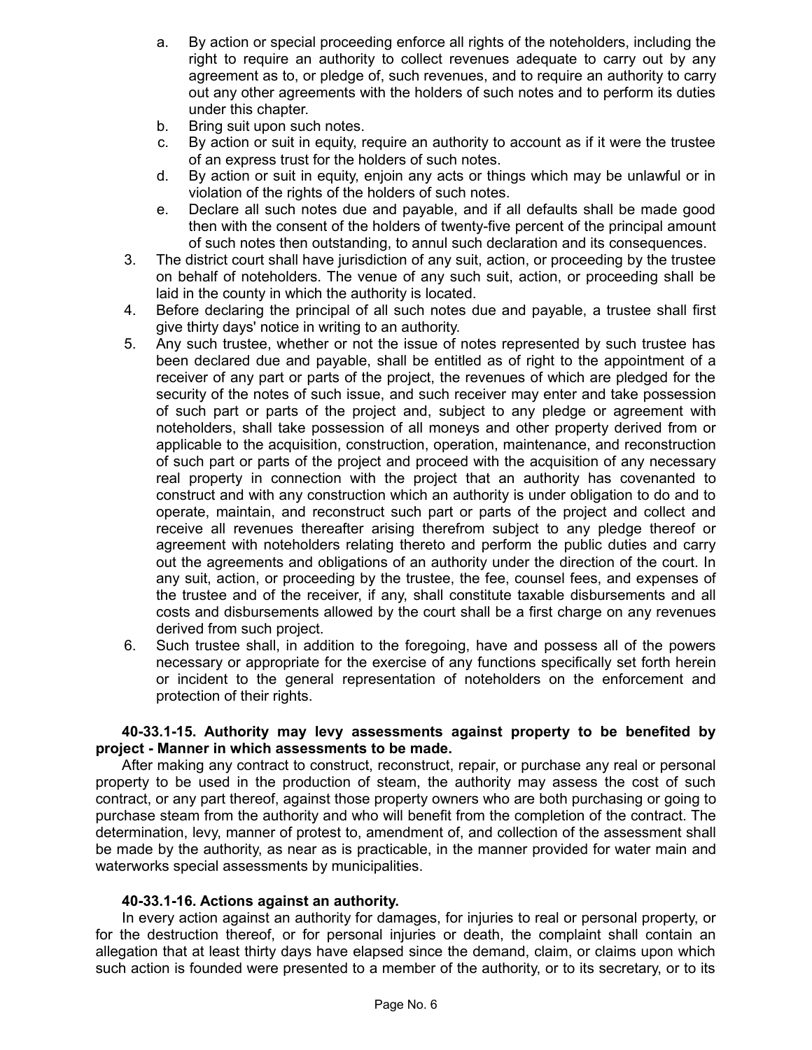a. By action or special proceeding enforce all rights of the noteholders, including the right to require an authority to collect revenues adequate to carry out by any agreement as to, or pledge of, such revenues, and to require an authority to carry out any other agreements with the holders of such notes and to perform its duties under this chapter.
   b. Bring suit upon such notes.
   c. By action or suit in equity, require an authority to account as if it were the trustee of an express trust for the holders of such notes.
   d. By action or suit in equity, enjoin any acts or things which may be unlawful or in violation of the rights of the holders of such notes.
   e. Declare all such notes due and payable, and if all defaults shall be made good then with the consent of the holders of twenty-five percent of the principal amount of such notes then outstanding, to annul such declaration and its consequences.
3. The district court shall have jurisdiction of any suit, action, or proceeding by the trustee on behalf of noteholders. The venue of any such suit, action, or proceeding shall be laid in the county in which the authority is located.
4. Before declaring the principal of all such notes due and payable, a trustee shall first give thirty days' notice in writing to an authority.
5. Any such trustee, whether or not the issue of notes represented by such trustee has been declared due and payable, shall be entitled as of right to the appointment of a receiver of any part or parts of the project, the revenues of which are pledged for the security of the notes of such issue, and such receiver may enter and take possession of such part or parts of the project and, subject to any pledge or agreement with noteholders, shall take possession of all moneys and other property derived from or applicable to the acquisition, construction, operation, maintenance, and reconstruction of such part or parts of the project and proceed with the acquisition of any necessary real property in connection with the project that an authority has covenanted to construct and with any construction which an authority is under obligation to do and to operate, maintain, and reconstruct such part or parts of the project and collect and receive all revenues thereafter arising therefrom subject to any pledge thereof or agreement with noteholders relating thereto and perform the public duties and carry out the agreements and obligations of an authority under the direction of the court. In any suit, action, or proceeding by the trustee, the fee, counsel fees, and expenses of the trustee and of the receiver, if any, shall constitute taxable disbursements and all costs and disbursements allowed by the court shall be a first charge on any revenues derived from such project.
6. Such trustee shall, in addition to the foregoing, have and possess all of the powers necessary or appropriate for the exercise of any functions specifically set forth herein or incident to the general representation of noteholders on the enforcement and protection of their rights.

**40-33.1-15. Authority may levy assessments against property to be benefited by project - Manner in which assessments to be made.**

After making any contract to construct, reconstruct, repair, or purchase any real or personal property to be used in the production of steam, the authority may assess the cost of such contract, or any part thereof, against those property owners who are both purchasing or going to purchase steam from the authority and who will benefit from the completion of the contract. The determination, levy, manner of protest to, amendment of, and collection of the assessment shall be made by the authority, as near as is practicable, in the manner provided for water main and waterworks special assessments by municipalities.

**40-33.1-16. Actions against an authority.**

In every action against an authority for damages, for injuries to real or personal property, or for the destruction thereof, or for personal injuries or death, the complaint shall contain an allegation that at least thirty days have elapsed since the demand, claim, or claims upon which such action is founded were presented to a member of the authority, or to its secretary, or to its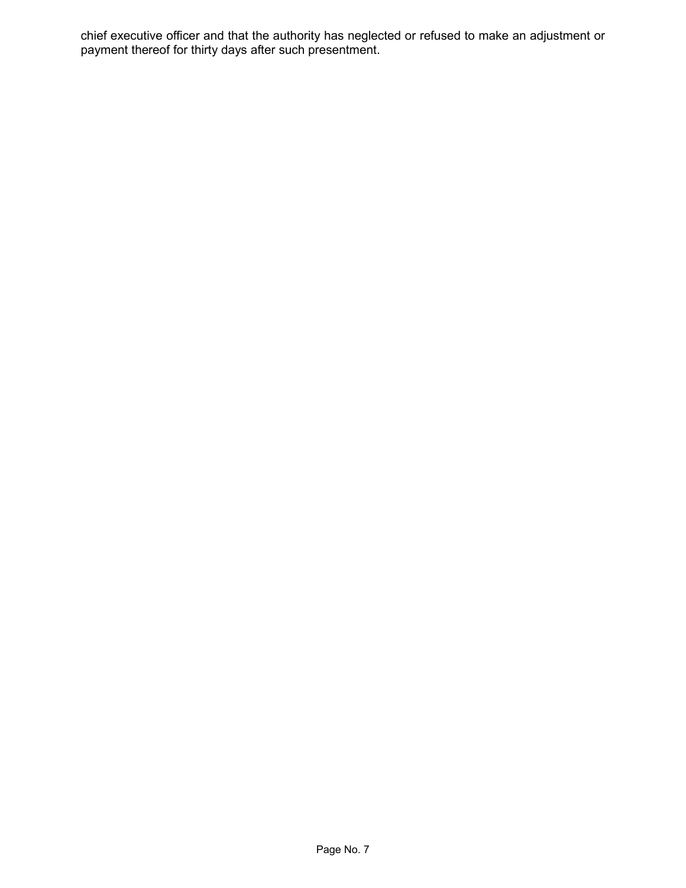chief executive officer and that the authority has neglected or refused to make an adjustment or payment thereof for thirty days after such presentment.